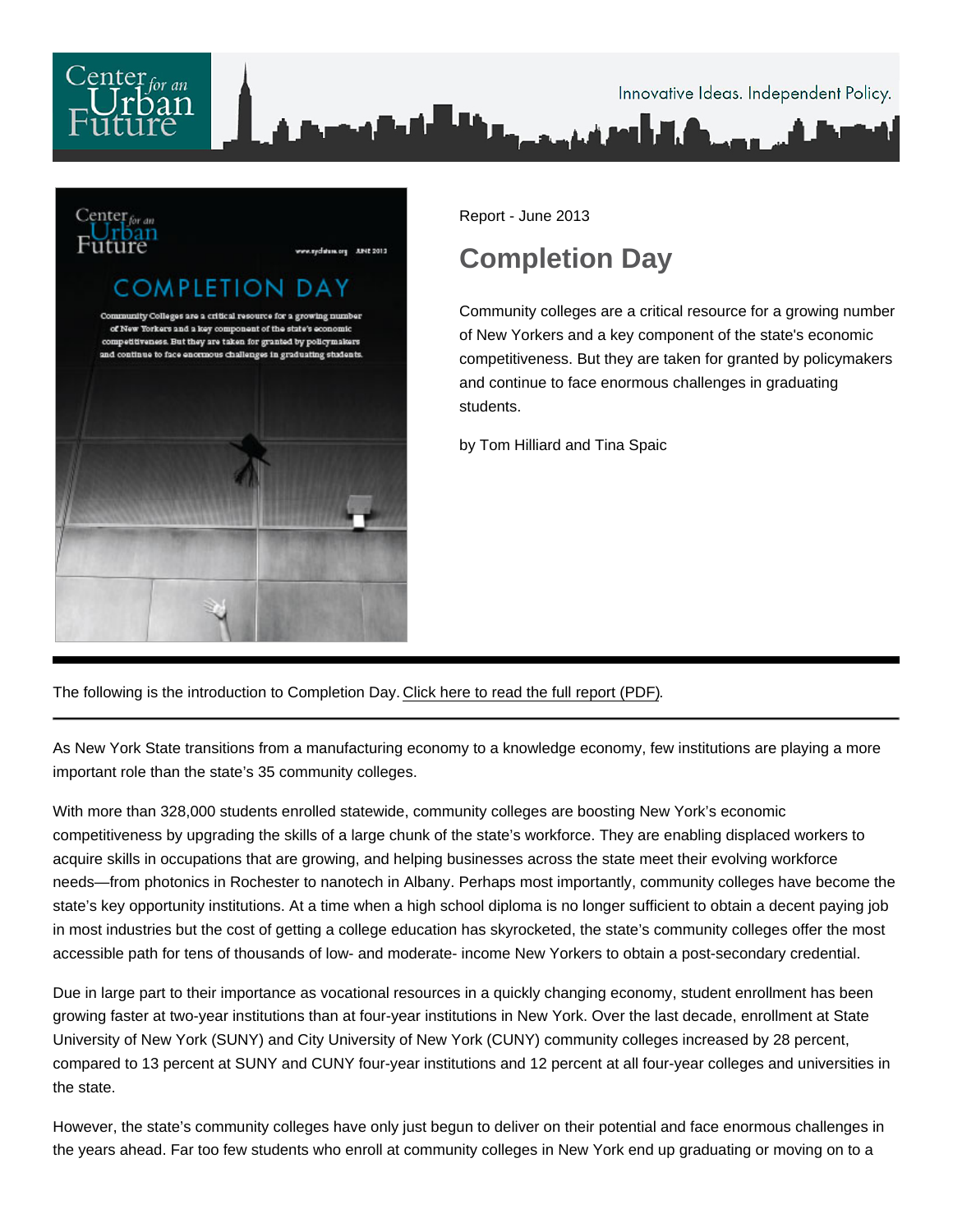Report - June 2013

# Completion Day

Community colleges are a critical resource for a growing number of New Yorkers and a key component of the state's economic competitiveness. But they are taken for granted by policymakers and continue to face enormous challenges in graduating students.

by Tom Hilliard and Tina Spaic

---

The following is the introduction to Completion Day. Click here to read the full report (PDF).

---

As New York State transitions from a manufacturing economy to a knowledge economy, few institutions are playing a more important role than the state's 35 community colleges.

With more than 328,000 students enrolled statewide, community colleges are boosting New York's economic competitiveness by upgrading the skills of a large chunk of the state's workforce. They are enabling displaced workers to acquire skills in occupations that are growing, and helping businesses across the state meet their evolving workforce needs—from photonics in Rochester to nanotech in Albany. Perhaps most importantly, community colleges have become the state's key opportunity institutions. At a time when a high school diploma is no longer sufficient to obtain a decent paying job in most industries but the cost of getting a college education has skyrocketed, the state's community colleges offer the most accessible path for tens of thousands of low- and moderate- income New Yorkers to obtain a post-secondary credential.

Due in large part to their importance as vocational resources in a quickly changing economy, student enrollment has been growing faster at two-year institutions than at four-year institutions in New York. Over the last decade, enrollment at State University of New York (SUNY) and City University of New York (CUNY) community colleges increased by 28 percent, compared to 13 percent at SUNY and CUNY four-year institutions and 12 percent at all four-year colleges and universities in the state.

However, the state's community colleges have only just begun to deliver on their potential and face enormous challenges in the years ahead. Far too few students who enroll at community colleges in New York end up graduating or moving on to a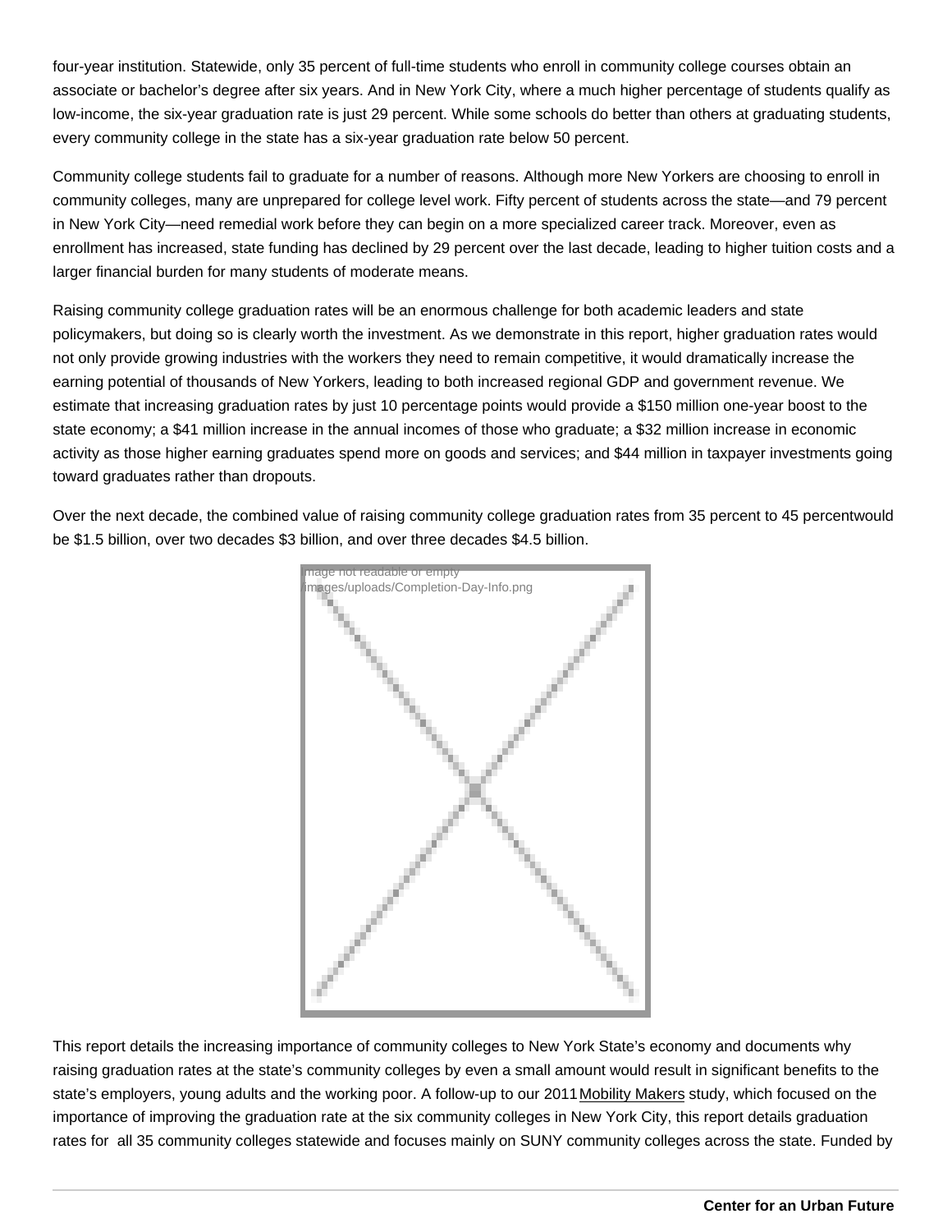four-year institution. Statewide, only 35 percent of full-time students who enroll in community college courses obtain an associate or bachelor's degree after six years. And in New York City, where a much higher percentage of students qualify as low-income, the six-year graduation rate is just 29 percent. While some schools do better than others at graduating students, every community college in the state has a six-year graduation rate below 50 percent.

Community college students fail to graduate for a number of reasons. Although more New Yorkers are choosing to enroll in community colleges, many are unprepared for college level work. Fifty percent of students across the state—and 79 percent in New York City—need remedial work before they can begin on a more specialized career track. Moreover, even as enrollment has increased, state funding has declined by 29 percent over the last decade, leading to higher tuition costs and a larger financial burden for many students of moderate means.

Raising community college graduation rates will be an enormous challenge for both academic leaders and state policymakers, but doing so is clearly worth the investment. As we demonstrate in this report, higher graduation rates would not only provide growing industries with the workers they need to remain competitive, it would dramatically increase the earning potential of thousands of New Yorkers, leading to both increased regional GDP and government revenue. We estimate that increasing graduation rates by just 10 percentage points would provide a $150 million one-year boost to the state economy; a $41 million increase in the annual incomes of those who graduate; a $32 million increase in economic activity as those higher earning graduates spend more on goods and services; and $44 million in taxpayer investments going toward graduates rather than dropouts.

Over the next decade, the combined value of raising community college graduation rates from 35 percent to 45 percentwould be $1.5 billion, over two decades $3 billion, and over three decades $4.5 billion.

This report details the increasing importance of community colleges to New York State's economy and documents why raising graduation rates at the state's community colleges by even a small amount would result in significant benefits to the state's employers, young adults and the working poor. A follow-up to our 2011 Mobility Makers study, which focused on the importance of improving the graduation rate at the six community colleges in New York City, this report details graduation rates for all 35 community colleges statewide and focuses mainly on SUNY community colleges across the state. Funded by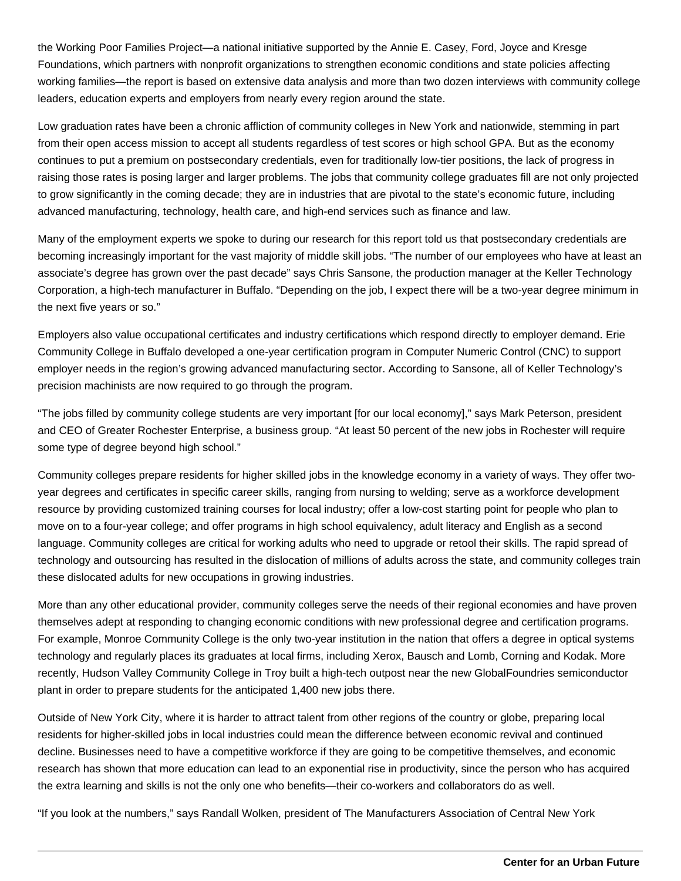the Working Poor Families Project—a national initiative supported by the Annie E. Casey, Ford, Joyce and Kresge Foundations, which partners with nonprofit organizations to strengthen economic conditions and state policies affecting working families—the report is based on extensive data analysis and more than two dozen interviews with community college leaders, education experts and employers from nearly every region around the state.

Low graduation rates have been a chronic affliction of community colleges in New York and nationwide, stemming in part from their open access mission to accept all students regardless of test scores or high school GPA. But as the economy continues to put a premium on postsecondary credentials, even for traditionally low-tier positions, the lack of progress in raising those rates is posing larger and larger problems. The jobs that community college graduates fill are not only projected to grow significantly in the coming decade; they are in industries that are pivotal to the state's economic future, including advanced manufacturing, technology, health care, and high-end services such as finance and law.

Many of the employment experts we spoke to during our research for this report told us that postsecondary credentials are becoming increasingly important for the vast majority of middle skill jobs. "The number of our employees who have at least an associate's degree has grown over the past decade" says Chris Sansone, the production manager at the Keller Technology Corporation, a high-tech manufacturer in Buffalo. "Depending on the job, I expect there will be a two-year degree minimum in the next five years or so."

Employers also value occupational certificates and industry certifications which respond directly to employer demand. Erie Community College in Buffalo developed a one-year certification program in Computer Numeric Control (CNC) to support employer needs in the region's growing advanced manufacturing sector. According to Sansone, all of Keller Technology's precision machinists are now required to go through the program.

"The jobs filled by community college students are very important [for our local economy]," says Mark Peterson, president and CEO of Greater Rochester Enterprise, a business group. "At least 50 percent of the new jobs in Rochester will require some type of degree beyond high school."

Community colleges prepare residents for higher skilled jobs in the knowledge economy in a variety of ways. They offer two-year degrees and certificates in specific career skills, ranging from nursing to welding; serve as a workforce development resource by providing customized training courses for local industry; offer a low-cost starting point for people who plan to move on to a four-year college; and offer programs in high school equivalency, adult literacy and English as a second language. Community colleges are critical for working adults who need to upgrade or retool their skills. The rapid spread of technology and outsourcing has resulted in the dislocation of millions of adults across the state, and community colleges train these dislocated adults for new occupations in growing industries.

More than any other educational provider, community colleges serve the needs of their regional economies and have proven themselves adept at responding to changing economic conditions with new professional degree and certification programs. For example, Monroe Community College is the only two-year institution in the nation that offers a degree in optical systems technology and regularly places its graduates at local firms, including Xerox, Bausch and Lomb, Corning and Kodak. More recently, Hudson Valley Community College in Troy built a high-tech outpost near the new GlobalFoundries semiconductor plant in order to prepare students for the anticipated 1,400 new jobs there.

Outside of New York City, where it is harder to attract talent from other regions of the country or globe, preparing local residents for higher-skilled jobs in local industries could mean the difference between economic revival and continued decline. Businesses need to have a competitive workforce if they are going to be competitive themselves, and economic research has shown that more education can lead to an exponential rise in productivity, since the person who has acquired the extra learning and skills is not the only one who benefits—their co-workers and collaborators do as well.

"If you look at the numbers," says Randall Wolken, president of The Manufacturers Association of Central New York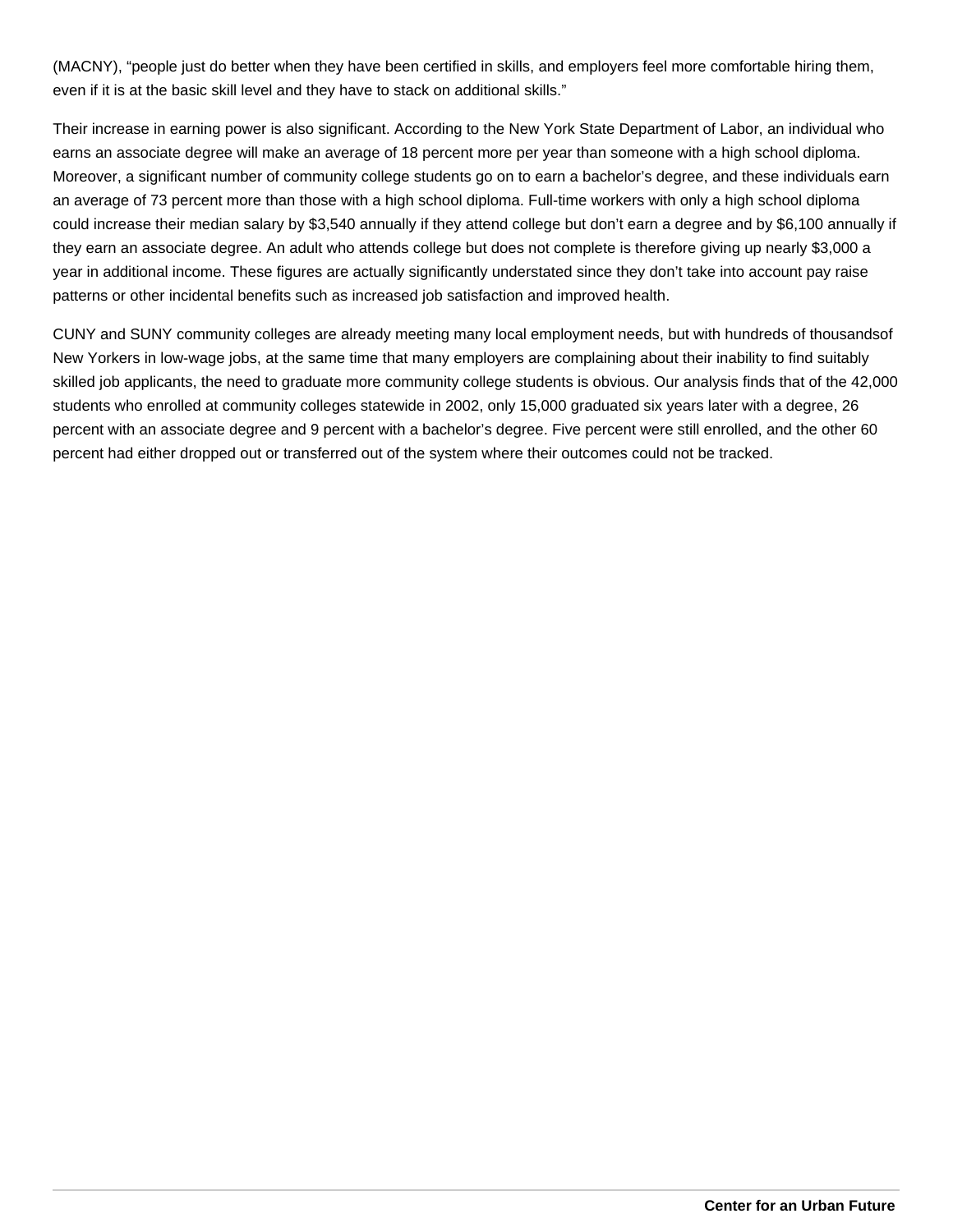(MACNY), "people just do better when they have been certified in skills, and employers feel more comfortable hiring them, even if it is at the basic skill level and they have to stack on additional skills."

Their increase in earning power is also significant. According to the New York State Department of Labor, an individual who earns an associate degree will make an average of 18 percent more per year than someone with a high school diploma. Moreover, a significant number of community college students go on to earn a bachelor's degree, and these individuals earn an average of 73 percent more than those with a high school diploma. Full-time workers with only a high school diploma could increase their median salary by $3,540 annually if they attend college but don't earn a degree and by $6,100 annually if they earn an associate degree. An adult who attends college but does not complete is therefore giving up nearly $3,000 a year in additional income. These figures are actually significantly understated since they don't take into account pay raise patterns or other incidental benefits such as increased job satisfaction and improved health.

CUNY and SUNY community colleges are already meeting many local employment needs, but with hundreds of thousandsof New Yorkers in low-wage jobs, at the same time that many employers are complaining about their inability to find suitably skilled job applicants, the need to graduate more community college students is obvious. Our analysis finds that of the 42,000 students who enrolled at community colleges statewide in 2002, only 15,000 graduated six years later with a degree, 26 percent with an associate degree and 9 percent with a bachelor's degree. Five percent were still enrolled, and the other 60 percent had either dropped out or transferred out of the system where their outcomes could not be tracked.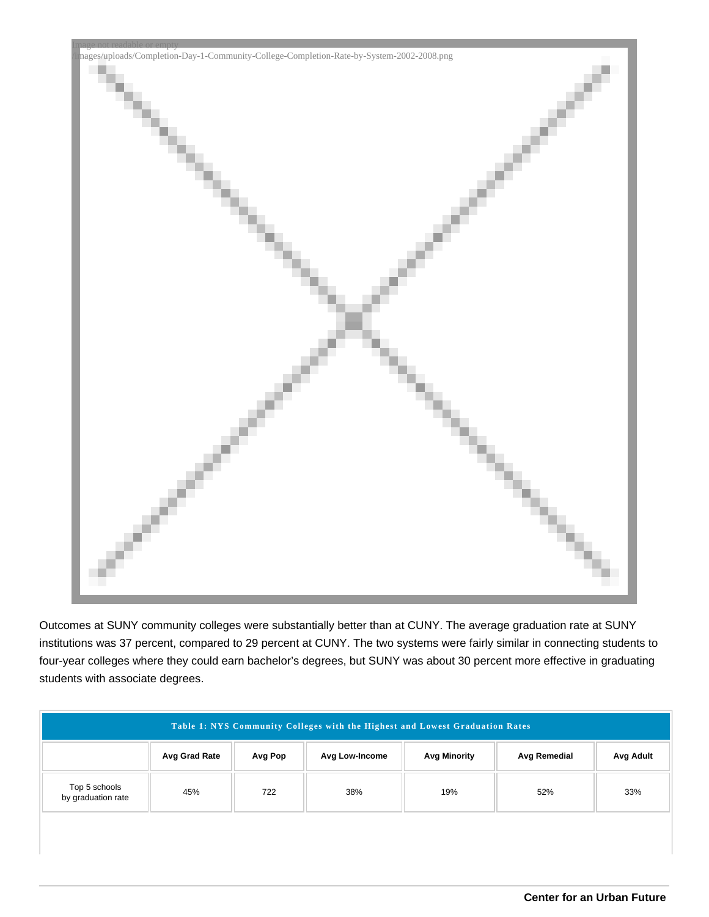Image not readable or empty
/images/uploads/Completion-Day-1-Community-College-Completion-Rate-by-System-2002-2008.png

Outcomes at SUNY community colleges were substantially better than at CUNY. The average graduation rate at SUNY institutions was 37 percent, compared to 29 percent at CUNY. The two systems were fairly similar in connecting students to four-year colleges where they could earn bachelor's degrees, but SUNY was about 30 percent more effective in graduating students with associate degrees.

| Table 1: NYS Community Colleges with the Highest and Lowest Graduation Rates | | | | | | |
|---|---|---|---|---|---|---|
| | **Avg Grad Rate** | **Avg Pop** | **Avg Low-Income** | **Avg Minority** | **Avg Remedial** | **Avg Adult** |
| Top 5 schools by graduation rate | 45% | 722 | 38% | 19% | 52% | 33% |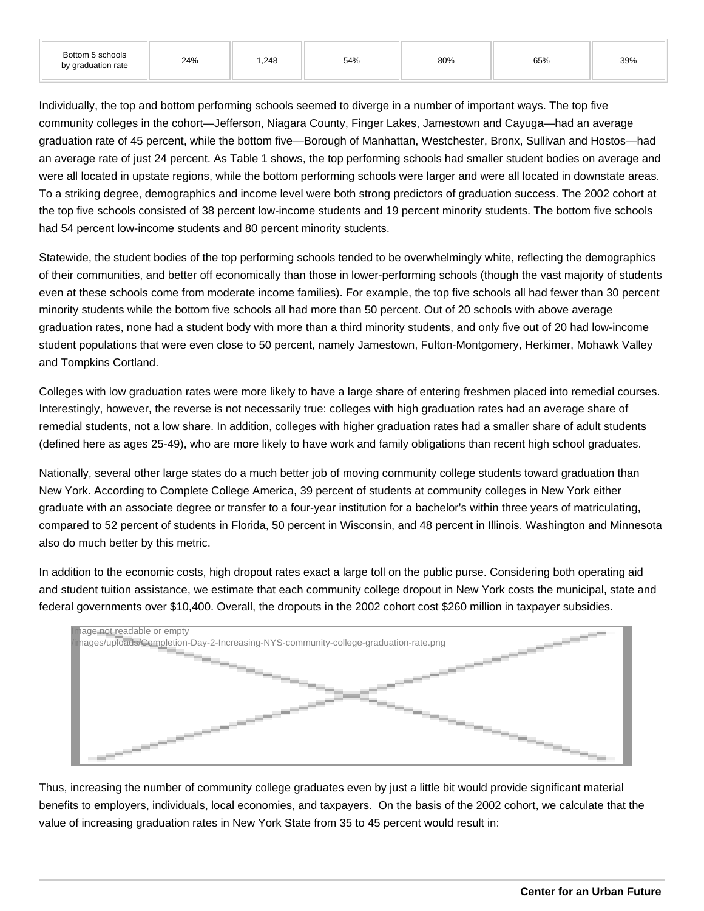| Bottom 5 schools by graduation rate | 24% | 1,248 | 54% | 80% | 65% | 39% |
|---|---|---|---|---|---|---|

Individually, the top and bottom performing schools seemed to diverge in a number of important ways. The top five community colleges in the cohort—Jefferson, Niagara County, Finger Lakes, Jamestown and Cayuga—had an average graduation rate of 45 percent, while the bottom five—Borough of Manhattan, Westchester, Bronx, Sullivan and Hostos—had an average rate of just 24 percent. As Table 1 shows, the top performing schools had smaller student bodies on average and were all located in upstate regions, while the bottom performing schools were larger and were all located in downstate areas. To a striking degree, demographics and income level were both strong predictors of graduation success. The 2002 cohort at the top five schools consisted of 38 percent low-income students and 19 percent minority students. The bottom five schools had 54 percent low-income students and 80 percent minority students.

Statewide, the student bodies of the top performing schools tended to be overwhelmingly white, reflecting the demographics of their communities, and better off economically than those in lower-performing schools (though the vast majority of students even at these schools come from moderate income families). For example, the top five schools all had fewer than 30 percent minority students while the bottom five schools all had more than 50 percent. Out of 20 schools with above average graduation rates, none had a student body with more than a third minority students, and only five out of 20 had low-income student populations that were even close to 50 percent, namely Jamestown, Fulton-Montgomery, Herkimer, Mohawk Valley and Tompkins Cortland.

Colleges with low graduation rates were more likely to have a large share of entering freshmen placed into remedial courses. Interestingly, however, the reverse is not necessarily true: colleges with high graduation rates had an average share of remedial students, not a low share. In addition, colleges with higher graduation rates had a smaller share of adult students (defined here as ages 25-49), who are more likely to have work and family obligations than recent high school graduates.

Nationally, several other large states do a much better job of moving community college students toward graduation than New York. According to Complete College America, 39 percent of students at community colleges in New York either graduate with an associate degree or transfer to a four-year institution for a bachelor's within three years of matriculating, compared to 52 percent of students in Florida, 50 percent in Wisconsin, and 48 percent in Illinois. Washington and Minnesota also do much better by this metric.

In addition to the economic costs, high dropout rates exact a large toll on the public purse. Considering both operating aid and student tuition assistance, we estimate that each community college dropout in New York costs the municipal, state and federal governments over $10,400. Overall, the dropouts in the 2002 cohort cost $260 million in taxpayer subsidies.

Thus, increasing the number of community college graduates even by just a little bit would provide significant material benefits to employers, individuals, local economies, and taxpayers. On the basis of the 2002 cohort, we calculate that the value of increasing graduation rates in New York State from 35 to 45 percent would result in: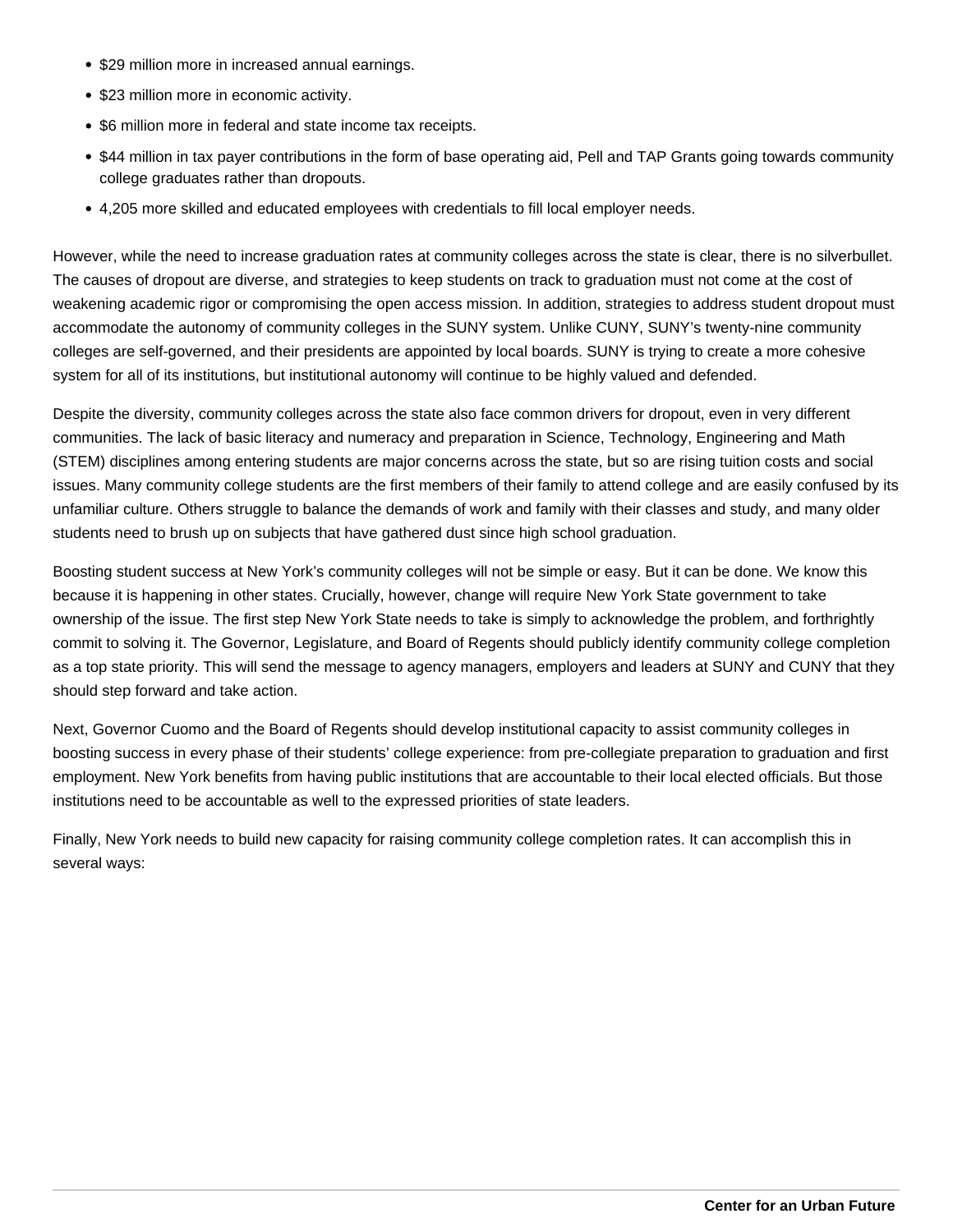- $29 million more in increased annual earnings.
- $23 million more in economic activity.
- $6 million more in federal and state income tax receipts.
- $44 million in tax payer contributions in the form of base operating aid, Pell and TAP Grants going towards community college graduates rather than dropouts.
- 4,205 more skilled and educated employees with credentials to fill local employer needs.

However, while the need to increase graduation rates at community colleges across the state is clear, there is no silverbullet. The causes of dropout are diverse, and strategies to keep students on track to graduation must not come at the cost of weakening academic rigor or compromising the open access mission. In addition, strategies to address student dropout must accommodate the autonomy of community colleges in the SUNY system. Unlike CUNY, SUNY's twenty-nine community colleges are self-governed, and their presidents are appointed by local boards. SUNY is trying to create a more cohesive system for all of its institutions, but institutional autonomy will continue to be highly valued and defended.

Despite the diversity, community colleges across the state also face common drivers for dropout, even in very different communities. The lack of basic literacy and numeracy and preparation in Science, Technology, Engineering and Math (STEM) disciplines among entering students are major concerns across the state, but so are rising tuition costs and social issues. Many community college students are the first members of their family to attend college and are easily confused by its unfamiliar culture. Others struggle to balance the demands of work and family with their classes and study, and many older students need to brush up on subjects that have gathered dust since high school graduation.

Boosting student success at New York's community colleges will not be simple or easy. But it can be done. We know this because it is happening in other states. Crucially, however, change will require New York State government to take ownership of the issue. The first step New York State needs to take is simply to acknowledge the problem, and forthrightly commit to solving it. The Governor, Legislature, and Board of Regents should publicly identify community college completion as a top state priority. This will send the message to agency managers, employers and leaders at SUNY and CUNY that they should step forward and take action.

Next, Governor Cuomo and the Board of Regents should develop institutional capacity to assist community colleges in boosting success in every phase of their students' college experience: from pre-collegiate preparation to graduation and first employment. New York benefits from having public institutions that are accountable to their local elected officials. But those institutions need to be accountable as well to the expressed priorities of state leaders.

Finally, New York needs to build new capacity for raising community college completion rates. It can accomplish this in several ways: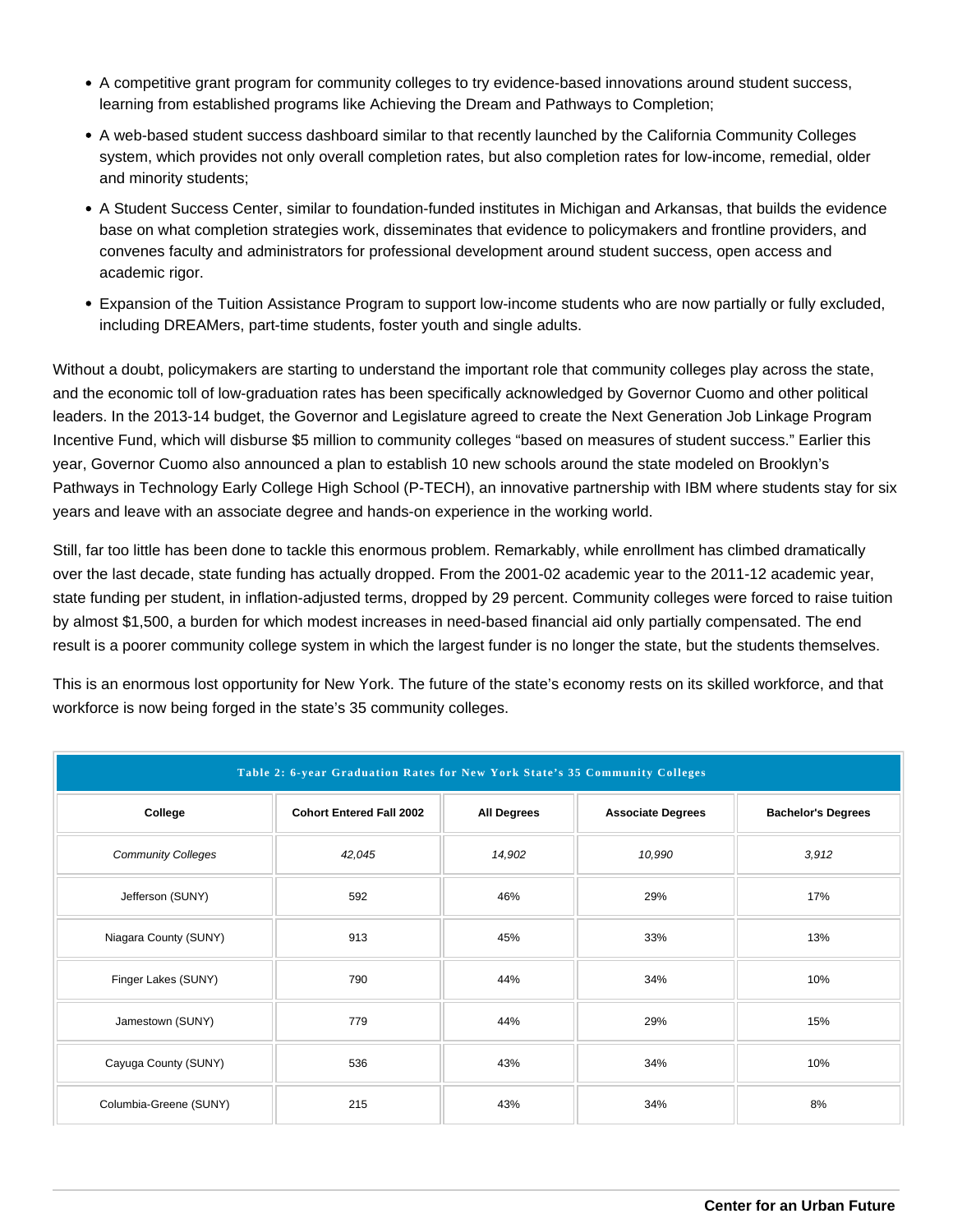- A competitive grant program for community colleges to try evidence-based innovations around student success, learning from established programs like Achieving the Dream and Pathways to Completion;
- A web-based student success dashboard similar to that recently launched by the California Community Colleges system, which provides not only overall completion rates, but also completion rates for low-income, remedial, older and minority students;
- A Student Success Center, similar to foundation-funded institutes in Michigan and Arkansas, that builds the evidence base on what completion strategies work, disseminates that evidence to policymakers and frontline providers, and convenes faculty and administrators for professional development around student success, open access and academic rigor.
- Expansion of the Tuition Assistance Program to support low-income students who are now partially or fully excluded, including DREAMers, part-time students, foster youth and single adults.

Without a doubt, policymakers are starting to understand the important role that community colleges play across the state, and the economic toll of low-graduation rates has been specifically acknowledged by Governor Cuomo and other political leaders. In the 2013-14 budget, the Governor and Legislature agreed to create the Next Generation Job Linkage Program Incentive Fund, which will disburse $5 million to community colleges "based on measures of student success." Earlier this year, Governor Cuomo also announced a plan to establish 10 new schools around the state modeled on Brooklyn's Pathways in Technology Early College High School (P-TECH), an innovative partnership with IBM where students stay for six years and leave with an associate degree and hands-on experience in the working world.

Still, far too little has been done to tackle this enormous problem. Remarkably, while enrollment has climbed dramatically over the last decade, state funding has actually dropped. From the 2001-02 academic year to the 2011-12 academic year, state funding per student, in inflation-adjusted terms, dropped by 29 percent. Community colleges were forced to raise tuition by almost $1,500, a burden for which modest increases in need-based financial aid only partially compensated. The end result is a poorer community college system in which the largest funder is no longer the state, but the students themselves.

This is an enormous lost opportunity for New York. The future of the state's economy rests on its skilled workforce, and that workforce is now being forged in the state's 35 community colleges.

**Table 2: 6-year Graduation Rates for New York State's 35 Community Colleges**

| College | Cohort Entered Fall 2002 | All Degrees | Associate Degrees | Bachelor's Degrees |
|---|---|---|---|---|
| *Community Colleges* | *42,045* | *14,902* | *10,990* | *3,912* |
| Jefferson (SUNY) | 592 | 46% | 29% | 17% |
| Niagara County (SUNY) | 913 | 45% | 33% | 13% |
| Finger Lakes (SUNY) | 790 | 44% | 34% | 10% |
| Jamestown (SUNY) | 779 | 44% | 29% | 15% |
| Cayuga County (SUNY) | 536 | 43% | 34% | 10% |
| Columbia-Greene (SUNY) | 215 | 43% | 34% | 8% |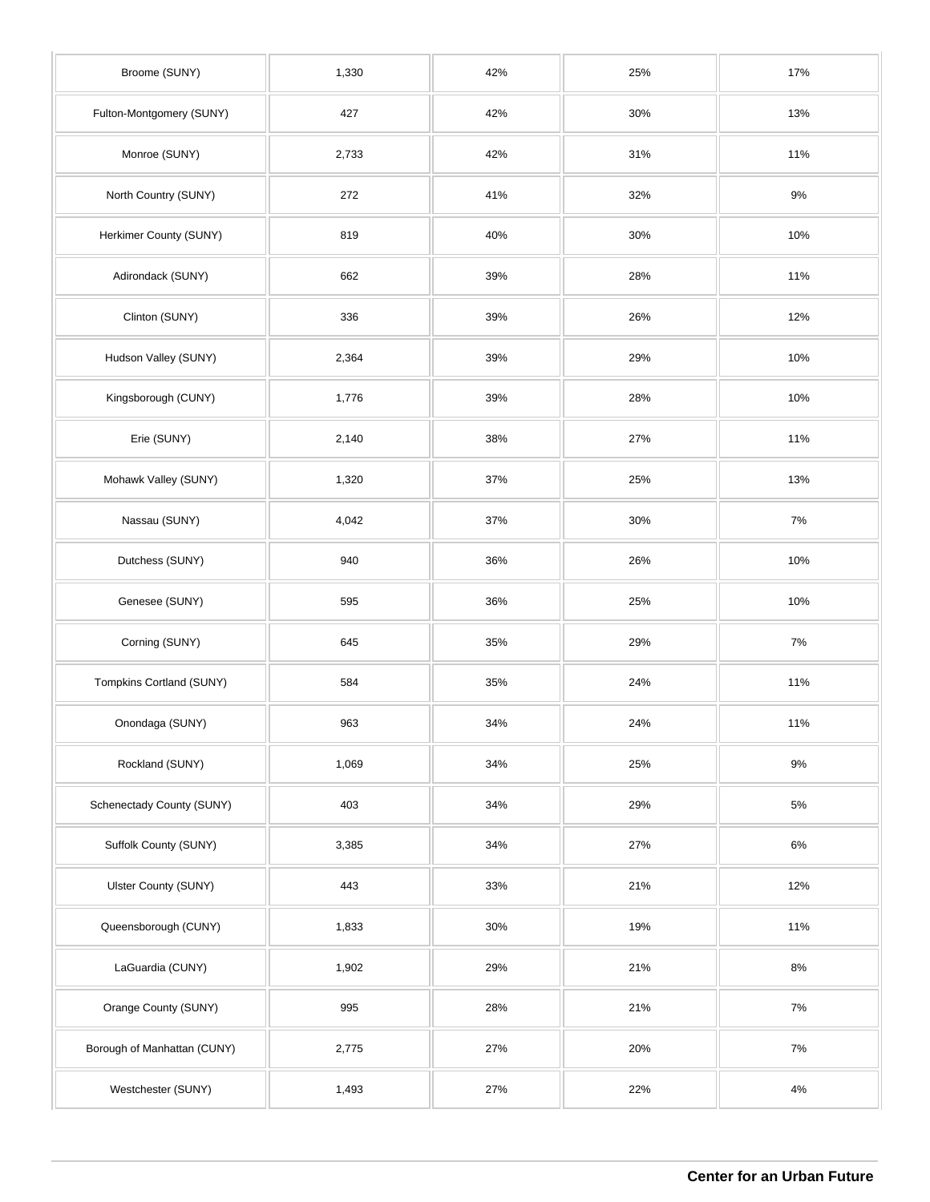| | | | | |
|---|---|---|---|---|
| Broome (SUNY) | 1,330 | 42% | 25% | 17% |
| Fulton-Montgomery (SUNY) | 427 | 42% | 30% | 13% |
| Monroe (SUNY) | 2,733 | 42% | 31% | 11% |
| North Country (SUNY) | 272 | 41% | 32% | 9% |
| Herkimer County (SUNY) | 819 | 40% | 30% | 10% |
| Adirondack (SUNY) | 662 | 39% | 28% | 11% |
| Clinton (SUNY) | 336 | 39% | 26% | 12% |
| Hudson Valley (SUNY) | 2,364 | 39% | 29% | 10% |
| Kingsborough (CUNY) | 1,776 | 39% | 28% | 10% |
| Erie (SUNY) | 2,140 | 38% | 27% | 11% |
| Mohawk Valley (SUNY) | 1,320 | 37% | 25% | 13% |
| Nassau (SUNY) | 4,042 | 37% | 30% | 7% |
| Dutchess (SUNY) | 940 | 36% | 26% | 10% |
| Genesee (SUNY) | 595 | 36% | 25% | 10% |
| Corning (SUNY) | 645 | 35% | 29% | 7% |
| Tompkins Cortland (SUNY) | 584 | 35% | 24% | 11% |
| Onondaga (SUNY) | 963 | 34% | 24% | 11% |
| Rockland (SUNY) | 1,069 | 34% | 25% | 9% |
| Schenectady County (SUNY) | 403 | 34% | 29% | 5% |
| Suffolk County (SUNY) | 3,385 | 34% | 27% | 6% |
| Ulster County (SUNY) | 443 | 33% | 21% | 12% |
| Queensborough (CUNY) | 1,833 | 30% | 19% | 11% |
| LaGuardia (CUNY) | 1,902 | 29% | 21% | 8% |
| Orange County (SUNY) | 995 | 28% | 21% | 7% |
| Borough of Manhattan (CUNY) | 2,775 | 27% | 20% | 7% |
| Westchester (SUNY) | 1,493 | 27% | 22% | 4% |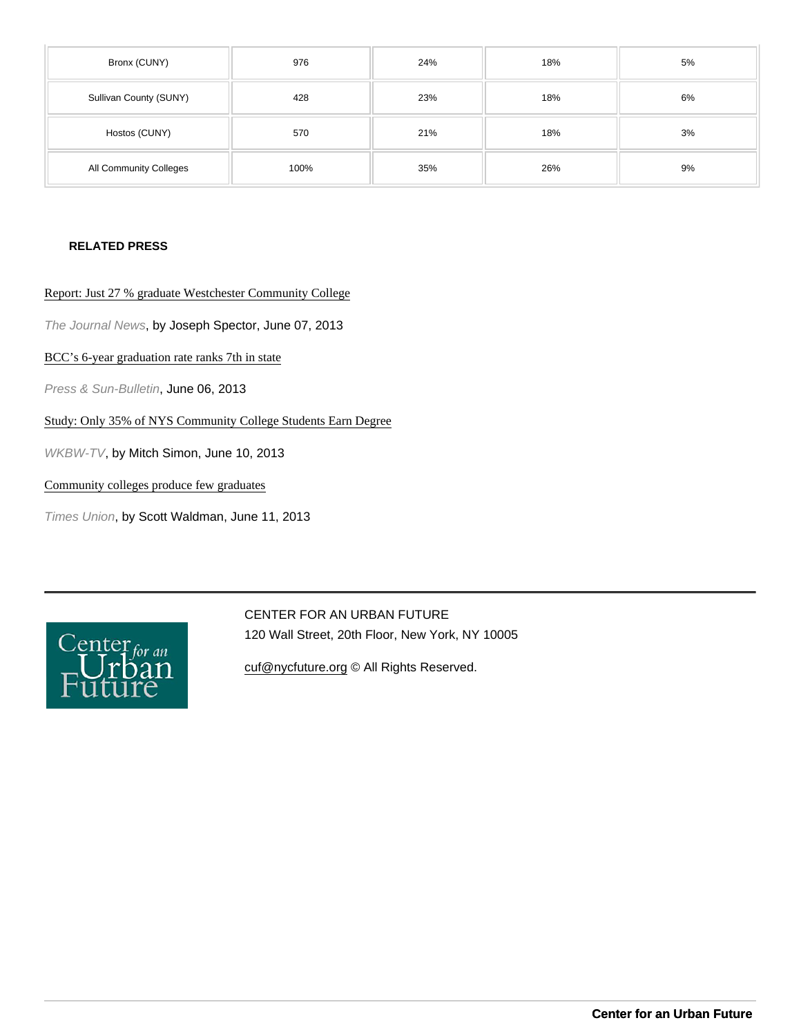| | | | | |
|---|---|---|---|---|
| Bronx (CUNY) | 976 | 24% | 18% | 5% |
| Sullivan County (SUNY) | 428 | 23% | 18% | 6% |
| Hostos (CUNY) | 570 | 21% | 18% | 3% |
| All Community Colleges | 100% | 35% | 26% | 9% |

**RELATED PRESS**

Report: Just 27 % graduate Westchester Community College

*The Journal News*, by Joseph Spector, June 07, 2013

BCC's 6-year graduation rate ranks 7th in state

*Press & Sun-Bulletin*, June 06, 2013

Study: Only 35% of NYS Community College Students Earn Degree

*WKBW-TV*, by Mitch Simon, June 10, 2013

Community colleges produce few graduates

*Times Union*, by Scott Waldman, June 11, 2013

---

Center for an Urban Future

CENTER FOR AN URBAN FUTURE
120 Wall Street, 20th Floor, New York, NY 10005

cuf@nycfuture.org © All Rights Reserved.